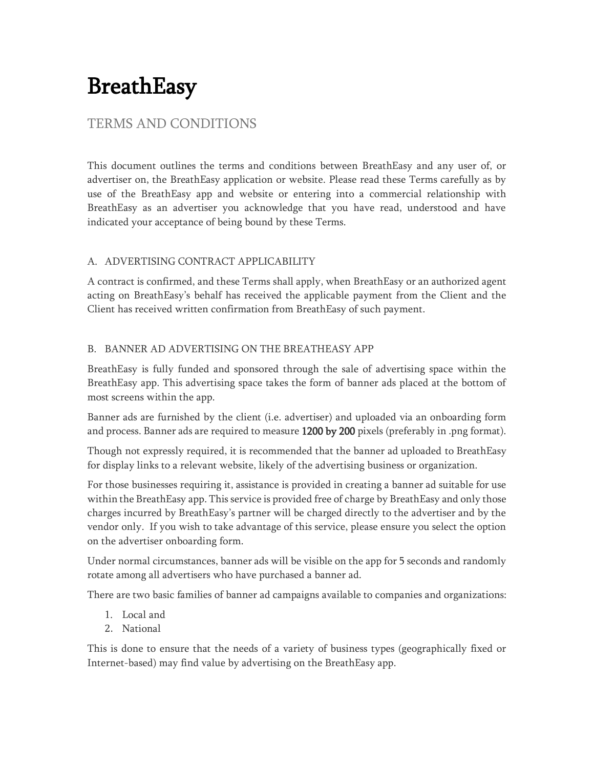# BreathEasy

## TERMS AND CONDITIONS

This document outlines the terms and conditions between BreathEasy and any user of, or advertiser on, the BreathEasy application or website. Please read these Terms carefully as by use of the BreathEasy app and website or entering into a commercial relationship with BreathEasy as an advertiser you acknowledge that you have read, understood and have indicated your acceptance of being bound by these Terms.

### A. ADVERTISING CONTRACT APPLICABILITY

A contract is confirmed, and these Terms shall apply, when BreathEasy or an authorized agent acting on BreathEasy's behalf has received the applicable payment from the Client and the Client has received written confirmation from BreathEasy of such payment.

### B. BANNER AD ADVERTISING ON THE BREATHEASY APP

BreathEasy is fully funded and sponsored through the sale of advertising space within the BreathEasy app. This advertising space takes the form of banner ads placed at the bottom of most screens within the app.

Banner ads are furnished by the client (i.e. advertiser) and uploaded via an onboarding form and process. Banner ads are required to measure 1200 by 200 pixels (preferably in .png format).

Though not expressly required, it is recommended that the banner ad uploaded to BreathEasy for display links to a relevant website, likely of the advertising business or organization.

For those businesses requiring it, assistance is provided in creating a banner ad suitable for use within the BreathEasy app. This service is provided free of charge by BreathEasy and only those charges incurred by BreathEasy's partner will be charged directly to the advertiser and by the vendor only. If you wish to take advantage of this service, please ensure you select the option on the advertiser onboarding form.

Under normal circumstances, banner ads will be visible on the app for 5 seconds and randomly rotate among all advertisers who have purchased a banner ad.

There are two basic families of banner ad campaigns available to companies and organizations:

1. Local and
2. National

This is done to ensure that the needs of a variety of business types (geographically fixed or Internet-based) may find value by advertising on the BreathEasy app.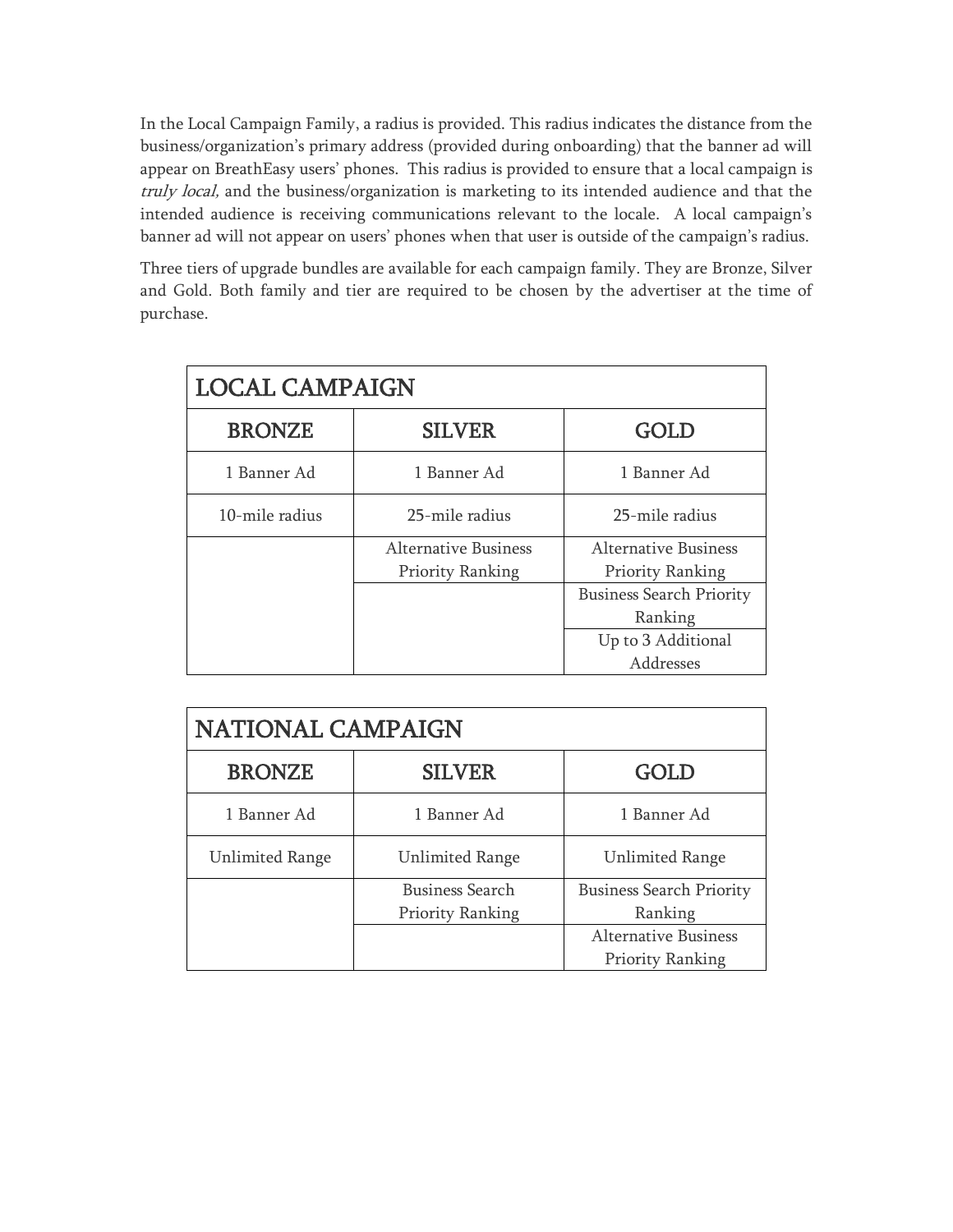In the Local Campaign Family, a radius is provided. This radius indicates the distance from the business/organization's primary address (provided during onboarding) that the banner ad will appear on BreathEasy users' phones. This radius is provided to ensure that a local campaign is *truly local,* and the business/organization is marketing to its intended audience and that the intended audience is receiving communications relevant to the locale. A local campaign's banner ad will not appear on users' phones when that user is outside of the campaign's radius.

Three tiers of upgrade bundles are available for each campaign family. They are Bronze, Silver and Gold. Both family and tier are required to be chosen by the advertiser at the time of purchase.

| LOCAL CAMPAIGN | | |
|---|---|---|
| **BRONZE** | **SILVER** | **GOLD** |
| 1 Banner Ad | 1 Banner Ad | 1 Banner Ad |
| 10-mile radius | 25-mile radius | 25-mile radius |
| | Alternative Business Priority Ranking | Alternative Business Priority Ranking |
| | | Business Search Priority Ranking |
| | | Up to 3 Additional Addresses |

| NATIONAL CAMPAIGN | | |
|---|---|---|
| **BRONZE** | **SILVER** | **GOLD** |
| 1 Banner Ad | 1 Banner Ad | 1 Banner Ad |
| Unlimited Range | Unlimited Range | Unlimited Range |
| | Business Search Priority Ranking | Business Search Priority Ranking |
| | | Alternative Business Priority Ranking |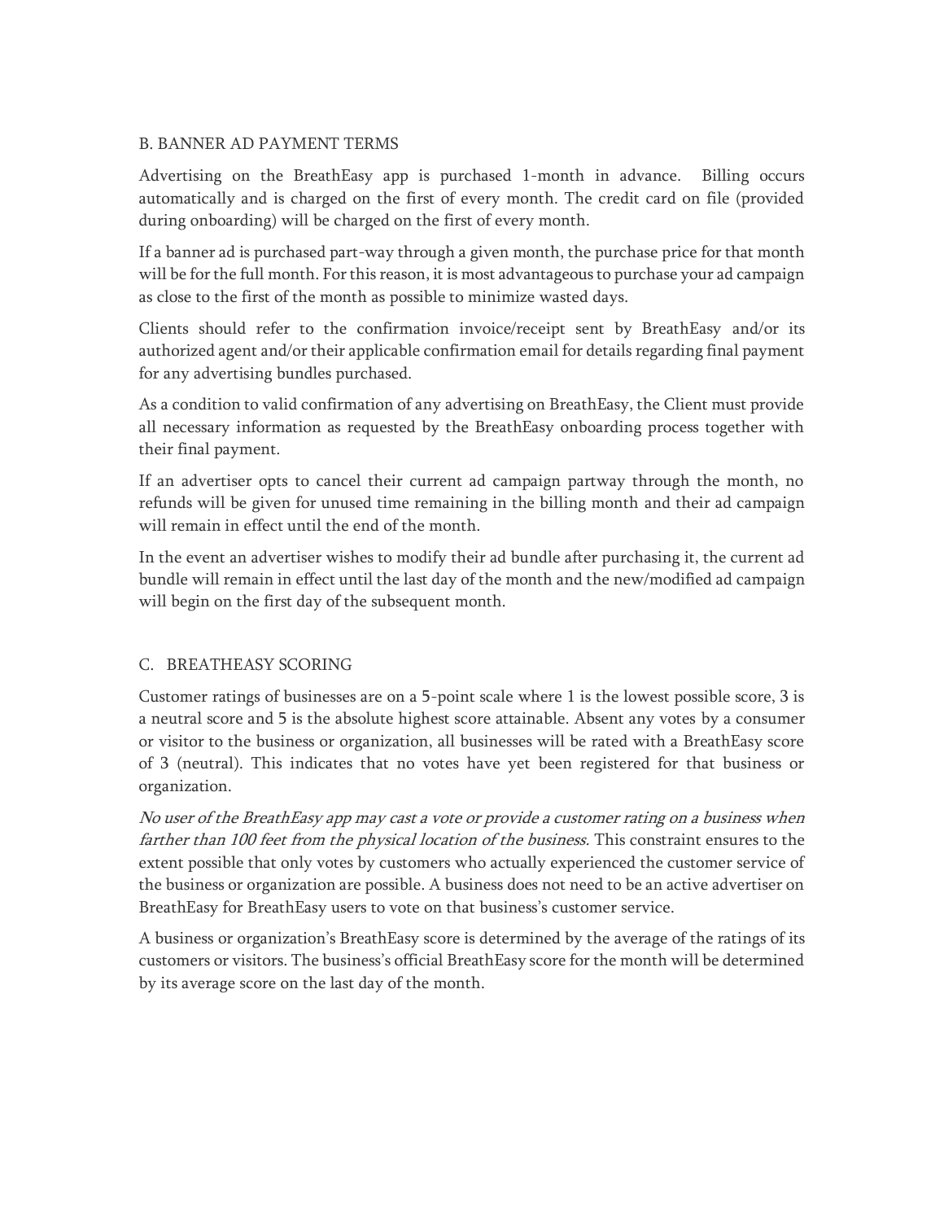## B. BANNER AD PAYMENT TERMS

Advertising on the BreathEasy app is purchased 1-month in advance. Billing occurs automatically and is charged on the first of every month. The credit card on file (provided during onboarding) will be charged on the first of every month.

If a banner ad is purchased part-way through a given month, the purchase price for that month will be for the full month. For this reason, it is most advantageous to purchase your ad campaign as close to the first of the month as possible to minimize wasted days.

Clients should refer to the confirmation invoice/receipt sent by BreathEasy and/or its authorized agent and/or their applicable confirmation email for details regarding final payment for any advertising bundles purchased.

As a condition to valid confirmation of any advertising on BreathEasy, the Client must provide all necessary information as requested by the BreathEasy onboarding process together with their final payment.

If an advertiser opts to cancel their current ad campaign partway through the month, no refunds will be given for unused time remaining in the billing month and their ad campaign will remain in effect until the end of the month.

In the event an advertiser wishes to modify their ad bundle after purchasing it, the current ad bundle will remain in effect until the last day of the month and the new/modified ad campaign will begin on the first day of the subsequent month.

## C. BREATHEASY SCORING

Customer ratings of businesses are on a 5-point scale where 1 is the lowest possible score, 3 is a neutral score and 5 is the absolute highest score attainable. Absent any votes by a consumer or visitor to the business or organization, all businesses will be rated with a BreathEasy score of 3 (neutral). This indicates that no votes have yet been registered for that business or organization.

*No user of the BreathEasy app may cast a vote or provide a customer rating on a business when farther than 100 feet from the physical location of the business.* This constraint ensures to the extent possible that only votes by customers who actually experienced the customer service of the business or organization are possible. A business does not need to be an active advertiser on BreathEasy for BreathEasy users to vote on that business's customer service.

A business or organization's BreathEasy score is determined by the average of the ratings of its customers or visitors. The business's official BreathEasy score for the month will be determined by its average score on the last day of the month.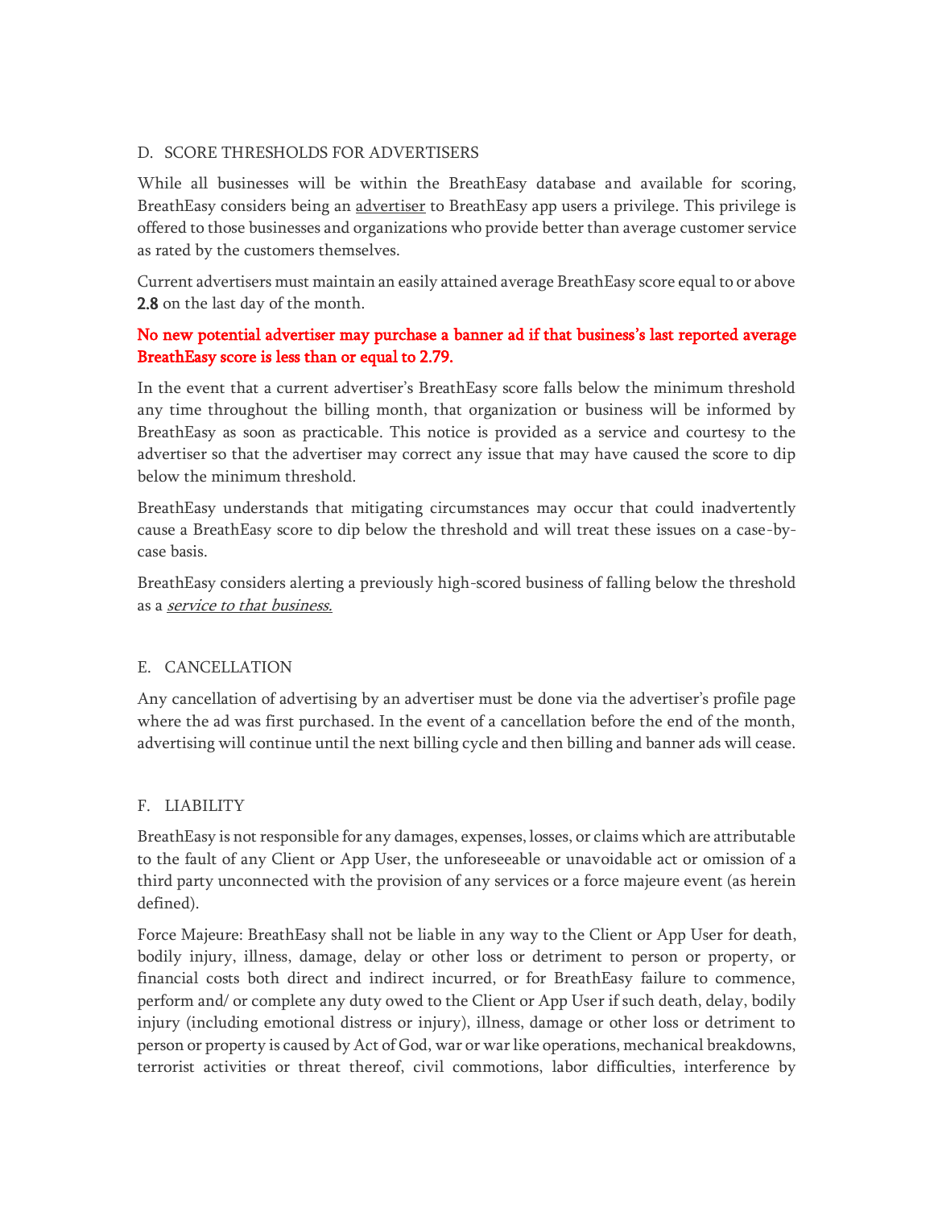## D. SCORE THRESHOLDS FOR ADVERTISERS

While all businesses will be within the BreathEasy database and available for scoring, BreathEasy considers being an advertiser to BreathEasy app users a privilege. This privilege is offered to those businesses and organizations who provide better than average customer service as rated by the customers themselves.

Current advertisers must maintain an easily attained average BreathEasy score equal to or above **2.8** on the last day of the month.

**No new potential advertiser may purchase a banner ad if that business's last reported average BreathEasy score is less than or equal to 2.79.**

In the event that a current advertiser's BreathEasy score falls below the minimum threshold any time throughout the billing month, that organization or business will be informed by BreathEasy as soon as practicable. This notice is provided as a service and courtesy to the advertiser so that the advertiser may correct any issue that may have caused the score to dip below the minimum threshold.

BreathEasy understands that mitigating circumstances may occur that could inadvertently cause a BreathEasy score to dip below the threshold and will treat these issues on a case-by-case basis.

BreathEasy considers alerting a previously high-scored business of falling below the threshold as a ***service to that business.***

## E. CANCELLATION

Any cancellation of advertising by an advertiser must be done via the advertiser's profile page where the ad was first purchased. In the event of a cancellation before the end of the month, advertising will continue until the next billing cycle and then billing and banner ads will cease.

## F. LIABILITY

BreathEasy is not responsible for any damages, expenses, losses, or claims which are attributable to the fault of any Client or App User, the unforeseeable or unavoidable act or omission of a third party unconnected with the provision of any services or a force majeure event (as herein defined).

Force Majeure: BreathEasy shall not be liable in any way to the Client or App User for death, bodily injury, illness, damage, delay or other loss or detriment to person or property, or financial costs both direct and indirect incurred, or for BreathEasy failure to commence, perform and/ or complete any duty owed to the Client or App User if such death, delay, bodily injury (including emotional distress or injury), illness, damage or other loss or detriment to person or property is caused by Act of God, war or war like operations, mechanical breakdowns, terrorist activities or threat thereof, civil commotions, labor difficulties, interference by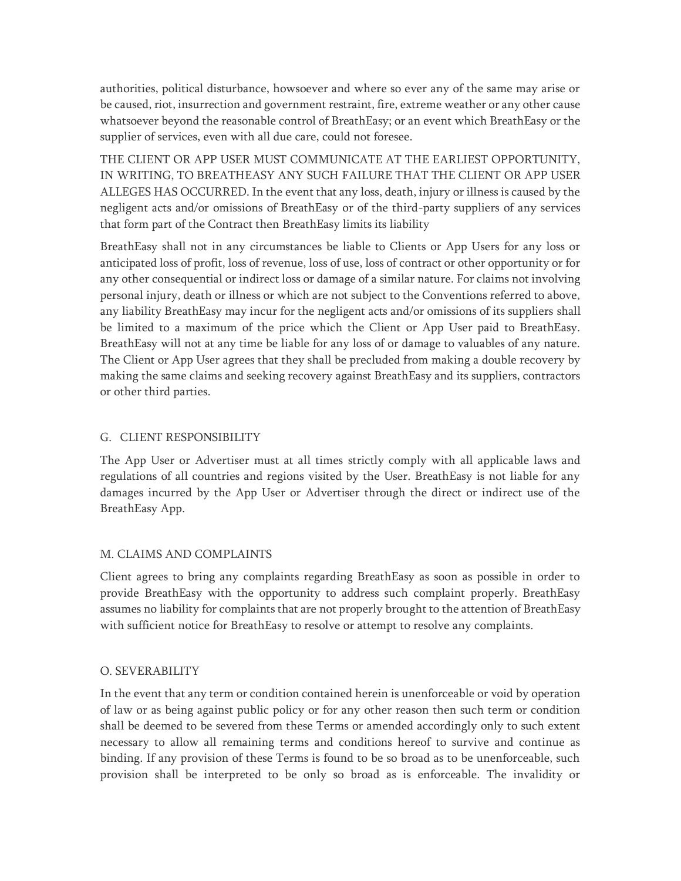authorities, political disturbance, howsoever and where so ever any of the same may arise or be caused, riot, insurrection and government restraint, fire, extreme weather or any other cause whatsoever beyond the reasonable control of BreathEasy; or an event which BreathEasy or the supplier of services, even with all due care, could not foresee.

THE CLIENT OR APP USER MUST COMMUNICATE AT THE EARLIEST OPPORTUNITY, IN WRITING, TO BREATHEASY ANY SUCH FAILURE THAT THE CLIENT OR APP USER ALLEGES HAS OCCURRED. In the event that any loss, death, injury or illness is caused by the negligent acts and/or omissions of BreathEasy or of the third-party suppliers of any services that form part of the Contract then BreathEasy limits its liability

BreathEasy shall not in any circumstances be liable to Clients or App Users for any loss or anticipated loss of profit, loss of revenue, loss of use, loss of contract or other opportunity or for any other consequential or indirect loss or damage of a similar nature. For claims not involving personal injury, death or illness or which are not subject to the Conventions referred to above, any liability BreathEasy may incur for the negligent acts and/or omissions of its suppliers shall be limited to a maximum of the price which the Client or App User paid to BreathEasy. BreathEasy will not at any time be liable for any loss of or damage to valuables of any nature. The Client or App User agrees that they shall be precluded from making a double recovery by making the same claims and seeking recovery against BreathEasy and its suppliers, contractors or other third parties.

## G. CLIENT RESPONSIBILITY

The App User or Advertiser must at all times strictly comply with all applicable laws and regulations of all countries and regions visited by the User. BreathEasy is not liable for any damages incurred by the App User or Advertiser through the direct or indirect use of the BreathEasy App.

## M. CLAIMS AND COMPLAINTS

Client agrees to bring any complaints regarding BreathEasy as soon as possible in order to provide BreathEasy with the opportunity to address such complaint properly. BreathEasy assumes no liability for complaints that are not properly brought to the attention of BreathEasy with sufficient notice for BreathEasy to resolve or attempt to resolve any complaints.

## O. SEVERABILITY

In the event that any term or condition contained herein is unenforceable or void by operation of law or as being against public policy or for any other reason then such term or condition shall be deemed to be severed from these Terms or amended accordingly only to such extent necessary to allow all remaining terms and conditions hereof to survive and continue as binding. If any provision of these Terms is found to be so broad as to be unenforceable, such provision shall be interpreted to be only so broad as is enforceable. The invalidity or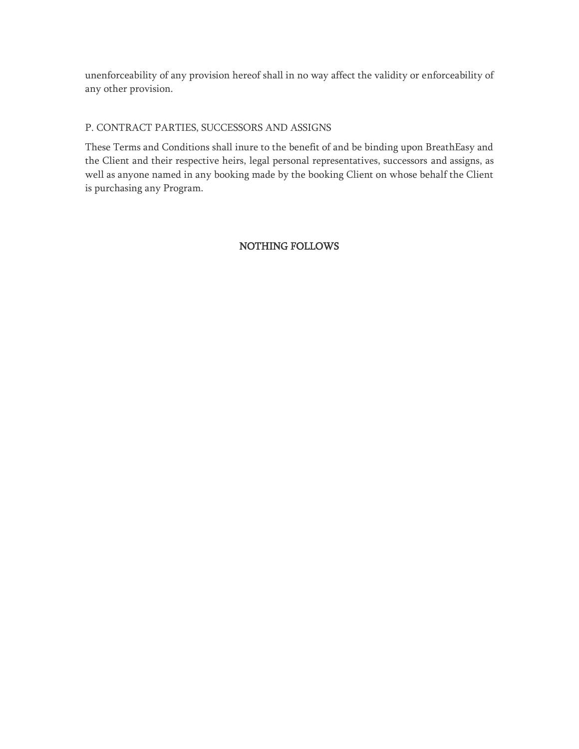unenforceability of any provision hereof shall in no way affect the validity or enforceability of any other provision.

## P. CONTRACT PARTIES, SUCCESSORS AND ASSIGNS

These Terms and Conditions shall inure to the benefit of and be binding upon BreathEasy and the Client and their respective heirs, legal personal representatives, successors and assigns, as well as anyone named in any booking made by the booking Client on whose behalf the Client is purchasing any Program.

NOTHING FOLLOWS